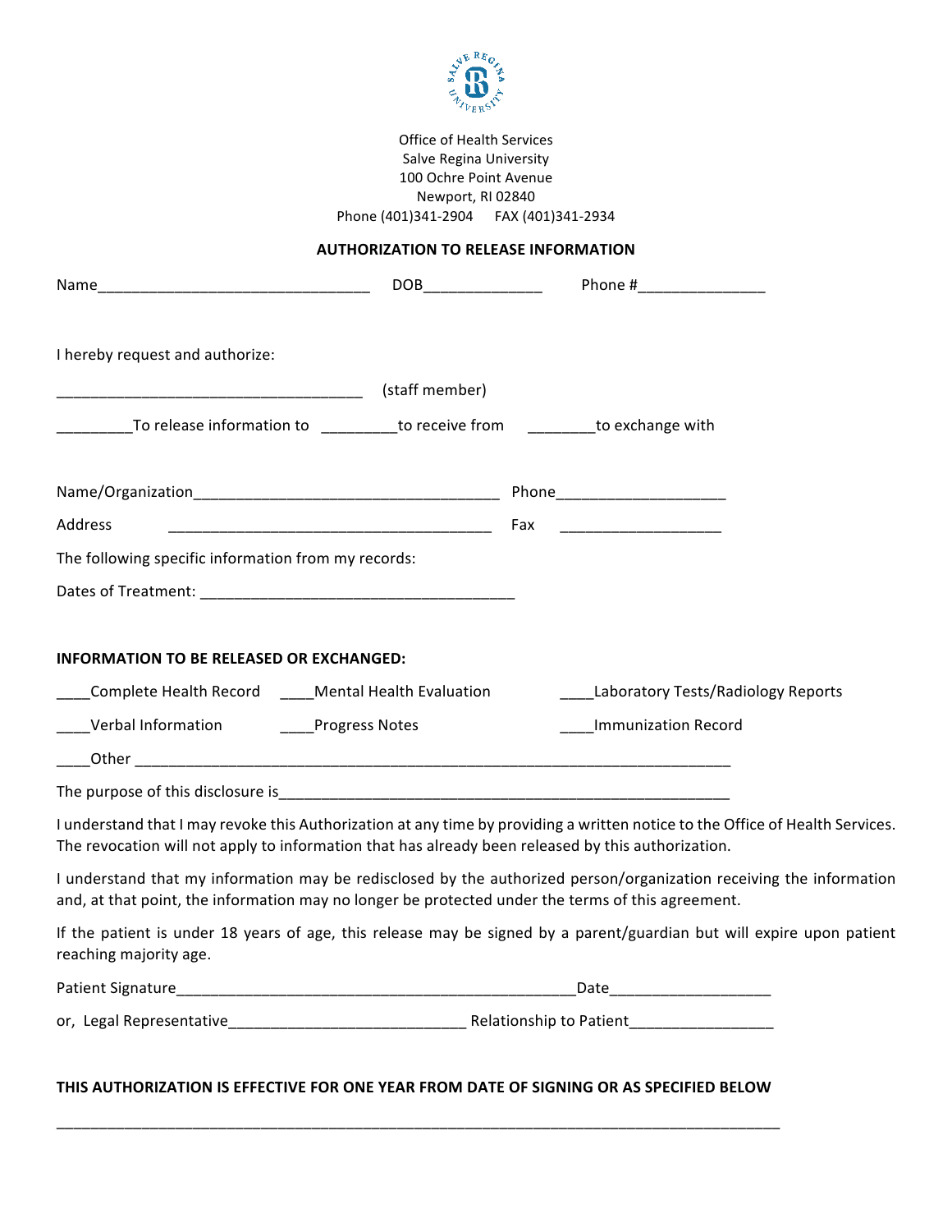Office of Health Services
Salve Regina University
100 Ochre Point Avenue
Newport, RI 02840
Phone (401)341-2904 FAX (401)341-2934

**AUTHORIZATION TO RELEASE INFORMATION**

Name________________________________ DOB______________ Phone #_______________

I hereby request and authorize:

____________________________________ (staff member)

_________To release information to _________to receive from ________to exchange with

Name/Organization____________________________________ Phone____________________

Address _______________________________________ Fax ____________________

The following specific information from my records:

Dates of Treatment: ______________________________________

**INFORMATION TO BE RELEASED OR EXCHANGED:**

____Complete Health Record ____Mental Health Evaluation ____Laboratory Tests/Radiology Reports

____Verbal Information ____Progress Notes ____Immunization Record

____Other ___________________________________________________________________________

The purpose of this disclosure is______________________________________________________

I understand that I may revoke this Authorization at any time by providing a written notice to the Office of Health Services. The revocation will not apply to information that has already been released by this authorization.

I understand that my information may be redisclosed by the authorized person/organization receiving the information and, at that point, the information may no longer be protected under the terms of this agreement.

If the patient is under 18 years of age, this release may be signed by a parent/guardian but will expire upon patient reaching majority age.

Patient Signature__________________________________________________Date___________________

or, Legal Representative_____________________________ Relationship to Patient_________________

**THIS AUTHORIZATION IS EFFECTIVE FOR ONE YEAR FROM DATE OF SIGNING OR AS SPECIFIED BELOW**

__________________________________________________________________________________________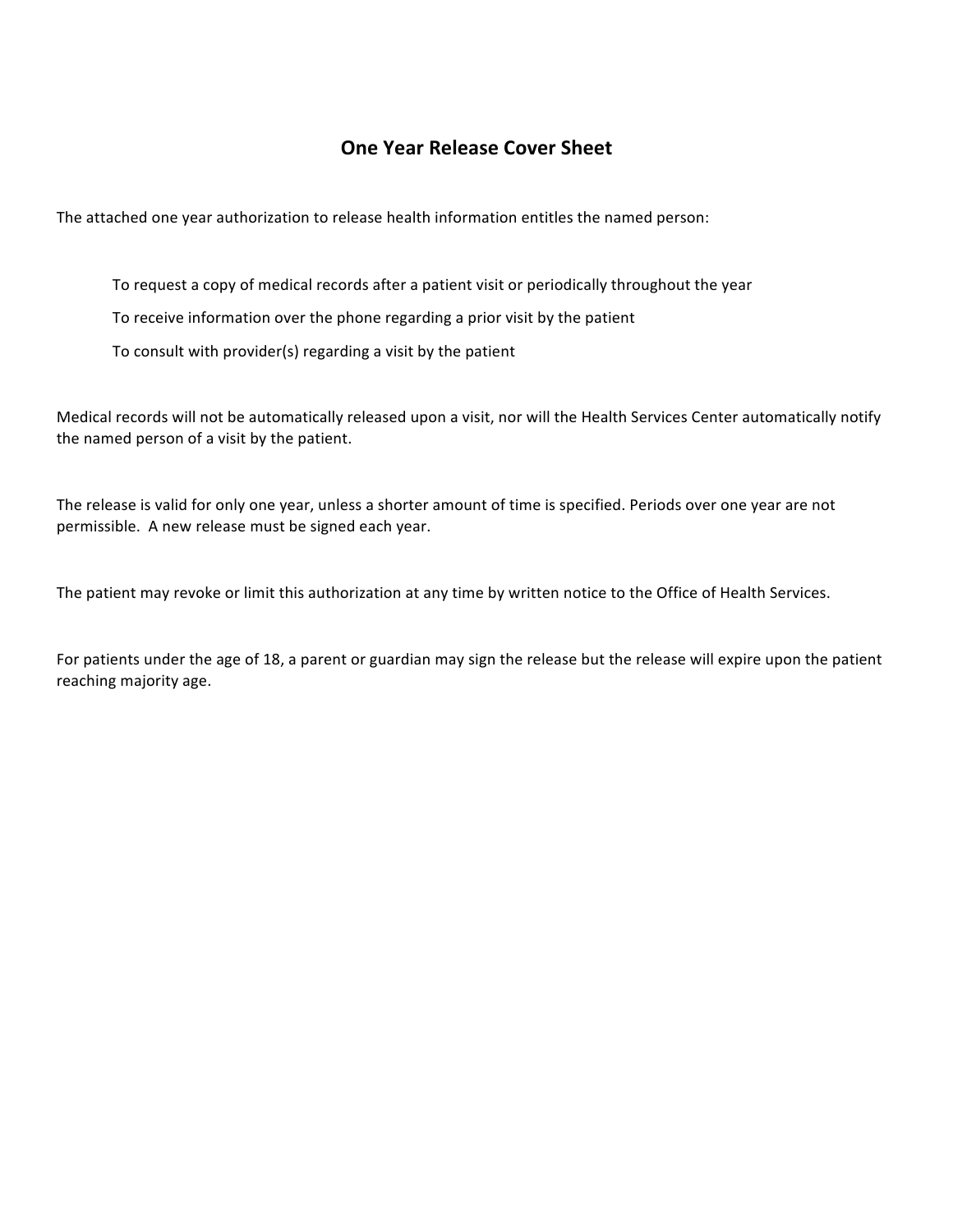## One Year Release Cover Sheet

The attached one year authorization to release health information entitles the named person:

- To request a copy of medical records after a patient visit or periodically throughout the year
- To receive information over the phone regarding a prior visit by the patient
- To consult with provider(s) regarding a visit by the patient

Medical records will not be automatically released upon a visit, nor will the Health Services Center automatically notify the named person of a visit by the patient.

The release is valid for only one year, unless a shorter amount of time is specified. Periods over one year are not permissible. A new release must be signed each year.

The patient may revoke or limit this authorization at any time by written notice to the Office of Health Services.

For patients under the age of 18, a parent or guardian may sign the release but the release will expire upon the patient reaching majority age.